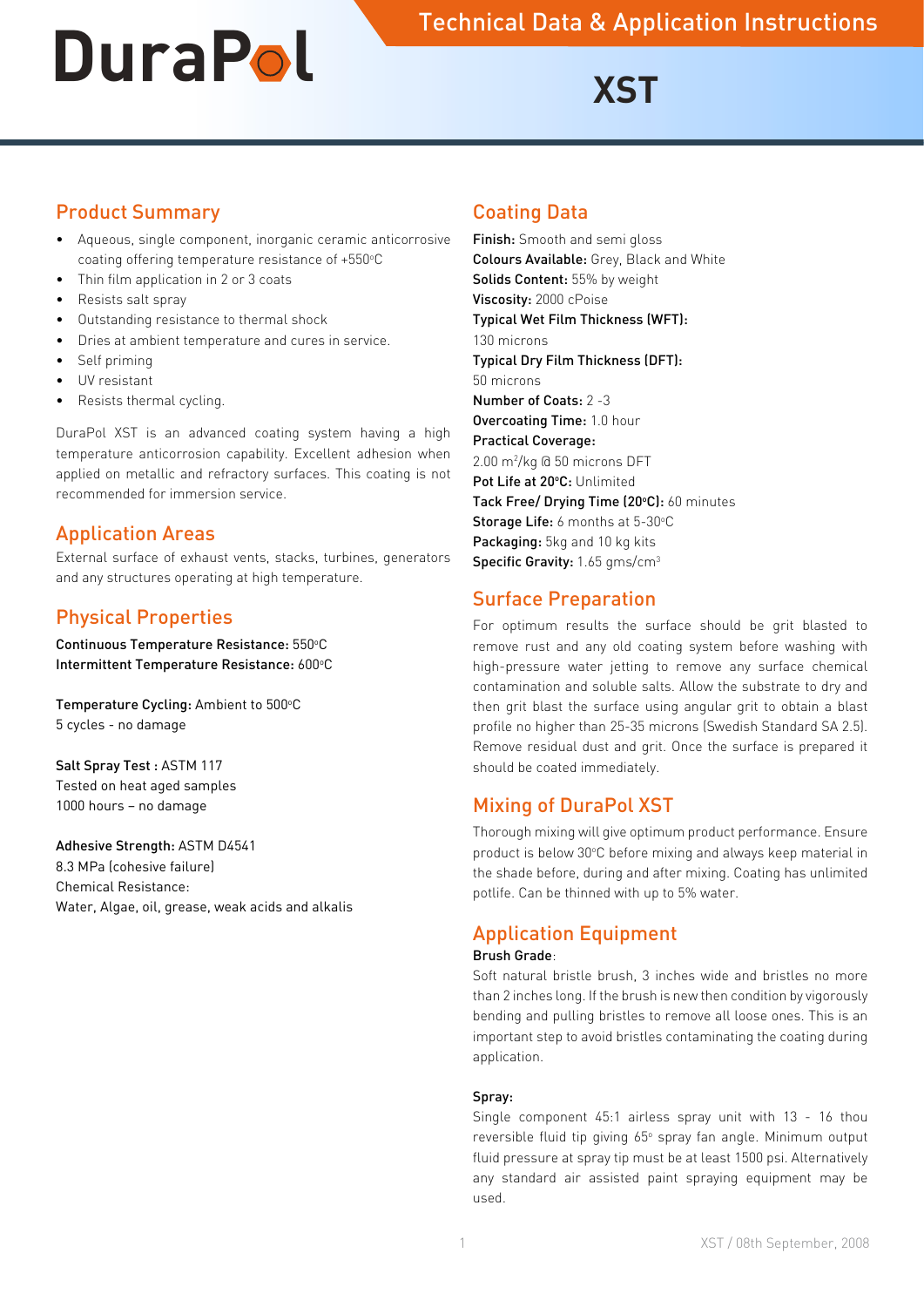# DuraPol

## Technical Data & Application Instructions

# XST

## Product Summary

- Aqueous, single component, inorganic ceramic anticorrosive coating offering temperature resistance of +550°C
- Thin film application in 2 or 3 coats
- Resists salt spray
- Outstanding resistance to thermal shock
- Dries at ambient temperature and cures in service.
- Self priming
- UV resistant
- Resists thermal cycling.

DuraPol XST is an advanced coating system having a high temperature anticorrosion capability. Excellent adhesion when applied on metallic and refractory surfaces. This coating is not recommended for immersion service.

## Application Areas

External surface of exhaust vents, stacks, turbines, generators and any structures operating at high temperature.

## Physical Properties

**Continuous Temperature Resistance:** 550°C
**Intermittent Temperature Resistance:** 600°C

**Temperature Cycling:** Ambient to 500°C
5 cycles - no damage

**Salt Spray Test :** ASTM 117
Tested on heat aged samples
1000 hours – no damage

**Adhesive Strength:** ASTM D4541
8.3 MPa (cohesive failure)
Chemical Resistance:
Water, Algae, oil, grease, weak acids and alkalis

## Coating Data

**Finish:** Smooth and semi gloss
**Colours Available:** Grey, Black and White
**Solids Content:** 55% by weight
**Viscosity:** 2000 cPoise
**Typical Wet Film Thickness (WFT):**
130 microns
**Typical Dry Film Thickness (DFT):**
50 microns
**Number of Coats:** 2 -3
**Overcoating Time:** 1.0 hour
**Practical Coverage:**
2.00 $m^2$/kg @ 50 microns DFT
**Pot Life at 20°C:** Unlimited
**Tack Free/ Drying Time (20°C):** 60 minutes
**Storage Life:** 6 months at 5-30°C
**Packaging:** 5kg and 10 kg kits
**Specific Gravity:** 1.65 gms/$cm^3$

## Surface Preparation

For optimum results the surface should be grit blasted to remove rust and any old coating system before washing with high-pressure water jetting to remove any surface chemical contamination and soluble salts. Allow the substrate to dry and then grit blast the surface using angular grit to obtain a blast profile no higher than 25-35 microns (Swedish Standard SA 2.5). Remove residual dust and grit. Once the surface is prepared it should be coated immediately.

## Mixing of DuraPol XST

Thorough mixing will give optimum product performance. Ensure product is below 30°C before mixing and always keep material in the shade before, during and after mixing. Coating has unlimited potlife. Can be thinned with up to 5% water.

## Application Equipment

**Brush Grade**:

Soft natural bristle brush, 3 inches wide and bristles no more than 2 inches long. If the brush is new then condition by vigorously bending and pulling bristles to remove all loose ones. This is an important step to avoid bristles contaminating the coating during application.

**Spray:**

Single component 45:1 airless spray unit with 13 - 16 thou reversible fluid tip giving 65° spray fan angle. Minimum output fluid pressure at spray tip must be at least 1500 psi. Alternatively any standard air assisted paint spraying equipment may be used.

XST / 08th September, 2008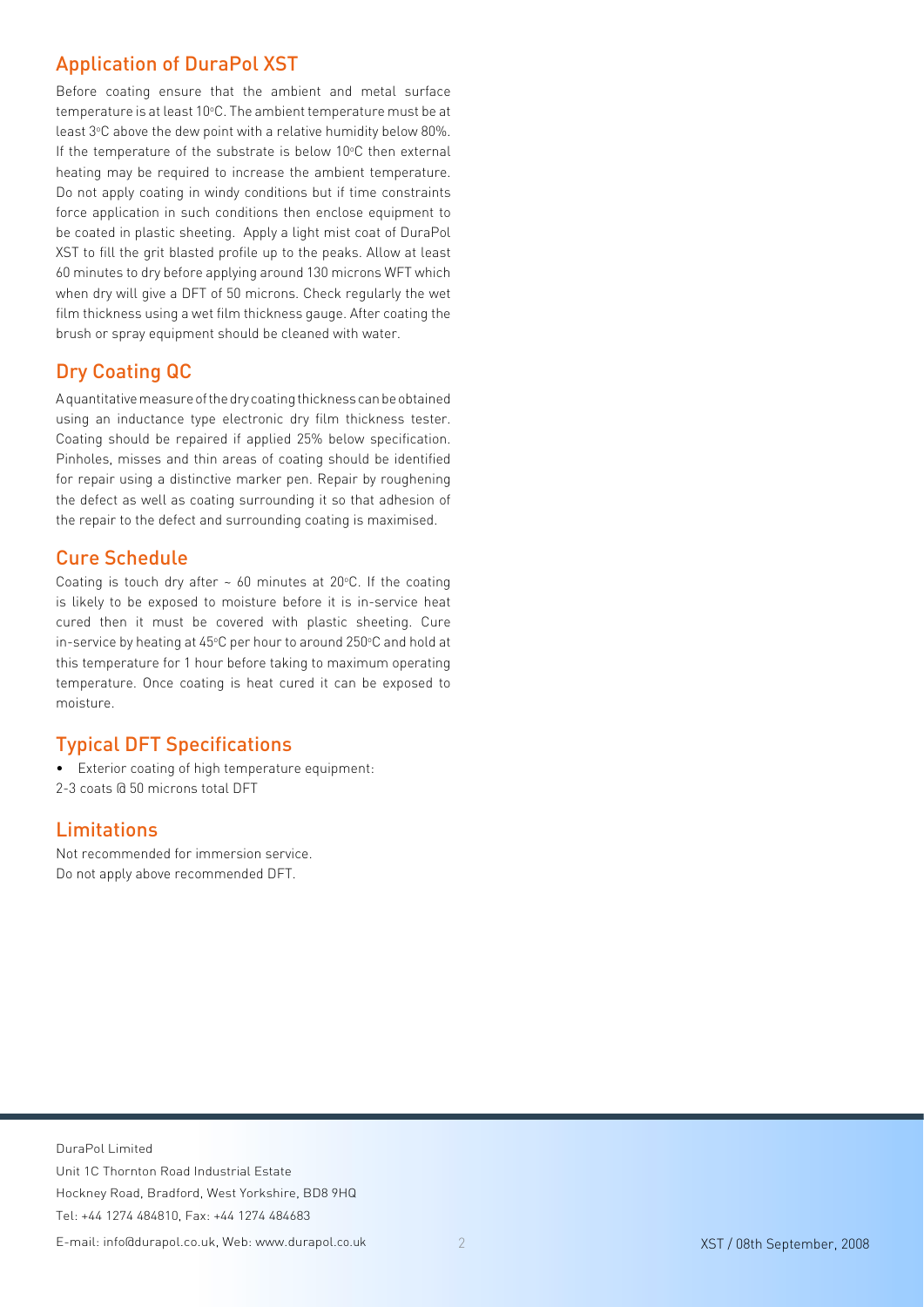## Application of DuraPol XST

Before coating ensure that the ambient and metal surface temperature is at least 10°C. The ambient temperature must be at least 3°C above the dew point with a relative humidity below 80%. If the temperature of the substrate is below 10°C then external heating may be required to increase the ambient temperature. Do not apply coating in windy conditions but if time constraints force application in such conditions then enclose equipment to be coated in plastic sheeting. Apply a light mist coat of DuraPol XST to fill the grit blasted profile up to the peaks. Allow at least 60 minutes to dry before applying around 130 microns WFT which when dry will give a DFT of 50 microns. Check regularly the wet film thickness using a wet film thickness gauge. After coating the brush or spray equipment should be cleaned with water.

## Dry Coating QC

A quantitative measure of the dry coating thickness can be obtained using an inductance type electronic dry film thickness tester. Coating should be repaired if applied 25% below specification. Pinholes, misses and thin areas of coating should be identified for repair using a distinctive marker pen. Repair by roughening the defect as well as coating surrounding it so that adhesion of the repair to the defect and surrounding coating is maximised.

## Cure Schedule

Coating is touch dry after ~ 60 minutes at 20°C. If the coating is likely to be exposed to moisture before it is in-service heat cured then it must be covered with plastic sheeting. Cure in-service by heating at 45°C per hour to around 250°C and hold at this temperature for 1 hour before taking to maximum operating temperature. Once coating is heat cured it can be exposed to moisture.

## Typical DFT Specifications

- Exterior coating of high temperature equipment:

2-3 coats @ 50 microns total DFT

## Limitations

Not recommended for immersion service.
Do not apply above recommended DFT.

DuraPol Limited
Unit 1C Thornton Road Industrial Estate
Hockney Road, Bradford, West Yorkshire, BD8 9HQ
Tel: +44 1274 484810, Fax: +44 1274 484683
E-mail: info@durapol.co.uk, Web: www.durapol.co.uk

XST / 08th September, 2008